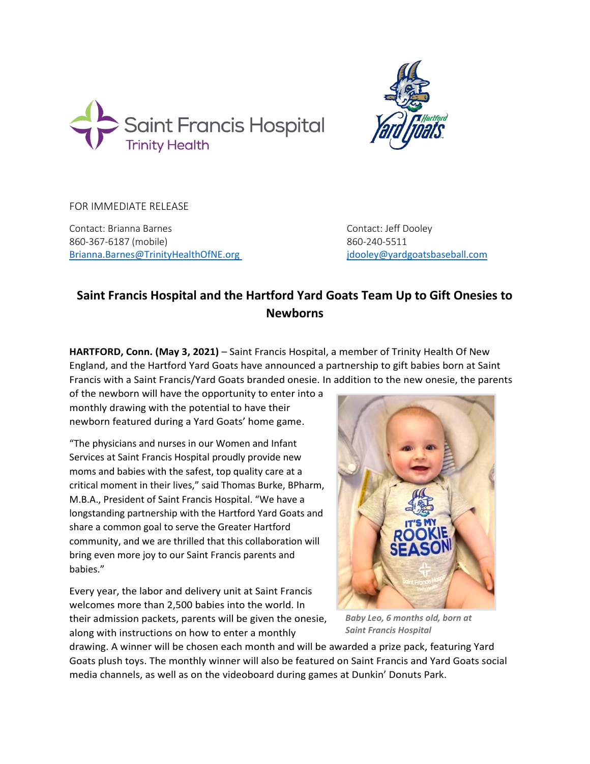FOR IMMEDIATE RELEASE

Contact: Brianna Barnes
860-367-6187 (mobile)
[Brianna.Barnes@TrinityHealthOfNE.org](mailto:Brianna.Barnes@TrinityHealthOfNE.org)

Contact: Jeff Dooley
860-240-5511
[jdooley@yardgoatsbaseball.com](mailto:jdooley@yardgoatsbaseball.com)

## Saint Francis Hospital and the Hartford Yard Goats Team Up to Gift Onesies to Newborns

**HARTFORD, Conn. (May 3, 2021)** – Saint Francis Hospital, a member of Trinity Health Of New England, and the Hartford Yard Goats have announced a partnership to gift babies born at Saint Francis with a Saint Francis/Yard Goats branded onesie. In addition to the new onesie, the parents of the newborn will have the opportunity to enter into a monthly drawing with the potential to have their newborn featured during a Yard Goats' home game.

"The physicians and nurses in our Women and Infant Services at Saint Francis Hospital proudly provide new moms and babies with the safest, top quality care at a critical moment in their lives," said Thomas Burke, BPharm, M.B.A., President of Saint Francis Hospital. "We have a longstanding partnership with the Hartford Yard Goats and share a common goal to serve the Greater Hartford community, and we are thrilled that this collaboration will bring even more joy to our Saint Francis parents and babies."

*Baby Leo, 6 months old, born at Saint Francis Hospital*

Every year, the labor and delivery unit at Saint Francis welcomes more than 2,500 babies into the world. In their admission packets, parents will be given the onesie, along with instructions on how to enter a monthly drawing. A winner will be chosen each month and will be awarded a prize pack, featuring Yard Goats plush toys. The monthly winner will also be featured on Saint Francis and Yard Goats social media channels, as well as on the videoboard during games at Dunkin' Donuts Park.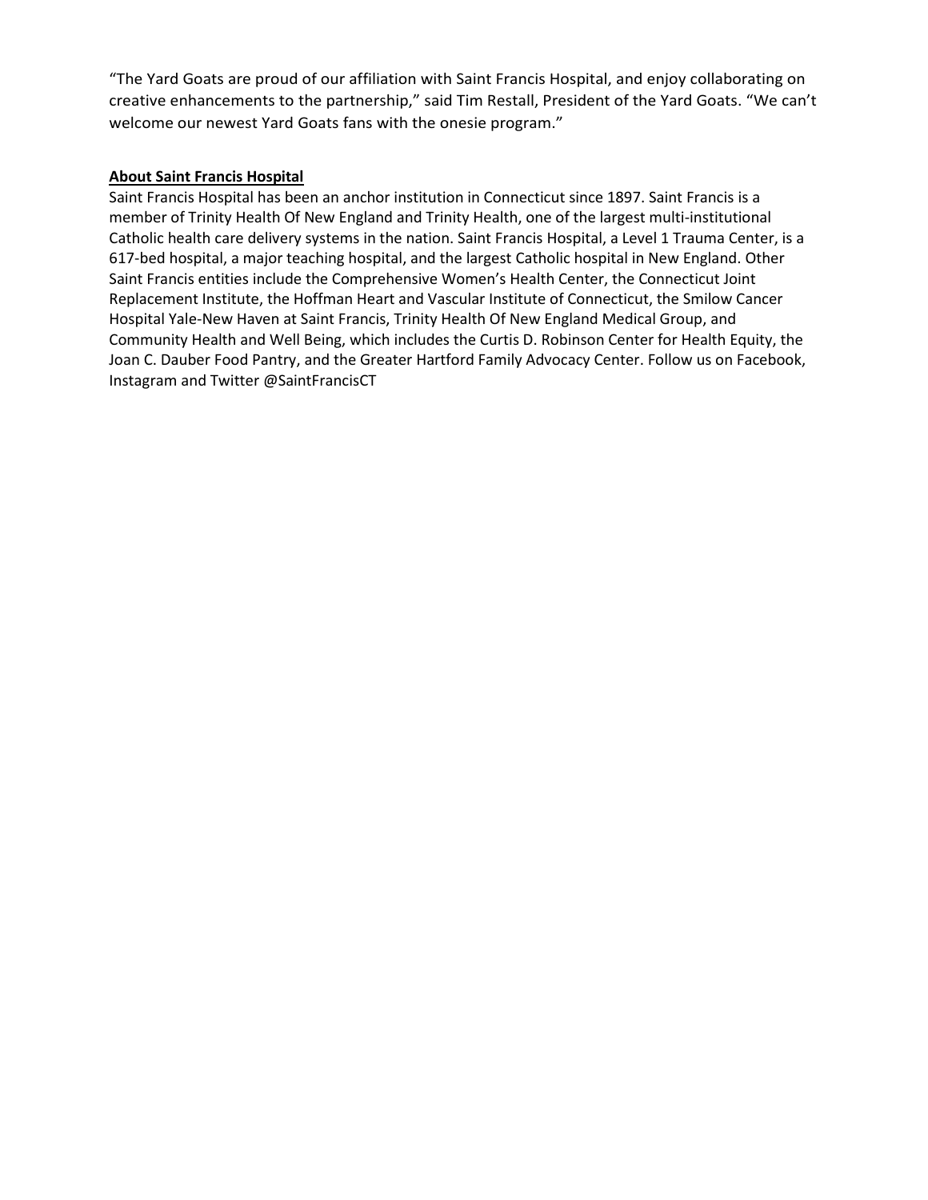"The Yard Goats are proud of our affiliation with Saint Francis Hospital, and enjoy collaborating on creative enhancements to the partnership," said Tim Restall, President of the Yard Goats. "We can't welcome our newest Yard Goats fans with the onesie program."

**About Saint Francis Hospital**

Saint Francis Hospital has been an anchor institution in Connecticut since 1897. Saint Francis is a member of Trinity Health Of New England and Trinity Health, one of the largest multi-institutional Catholic health care delivery systems in the nation. Saint Francis Hospital, a Level 1 Trauma Center, is a 617-bed hospital, a major teaching hospital, and the largest Catholic hospital in New England. Other Saint Francis entities include the Comprehensive Women's Health Center, the Connecticut Joint Replacement Institute, the Hoffman Heart and Vascular Institute of Connecticut, the Smilow Cancer Hospital Yale-New Haven at Saint Francis, Trinity Health Of New England Medical Group, and Community Health and Well Being, which includes the Curtis D. Robinson Center for Health Equity, the Joan C. Dauber Food Pantry, and the Greater Hartford Family Advocacy Center. Follow us on Facebook, Instagram and Twitter @SaintFrancisCT